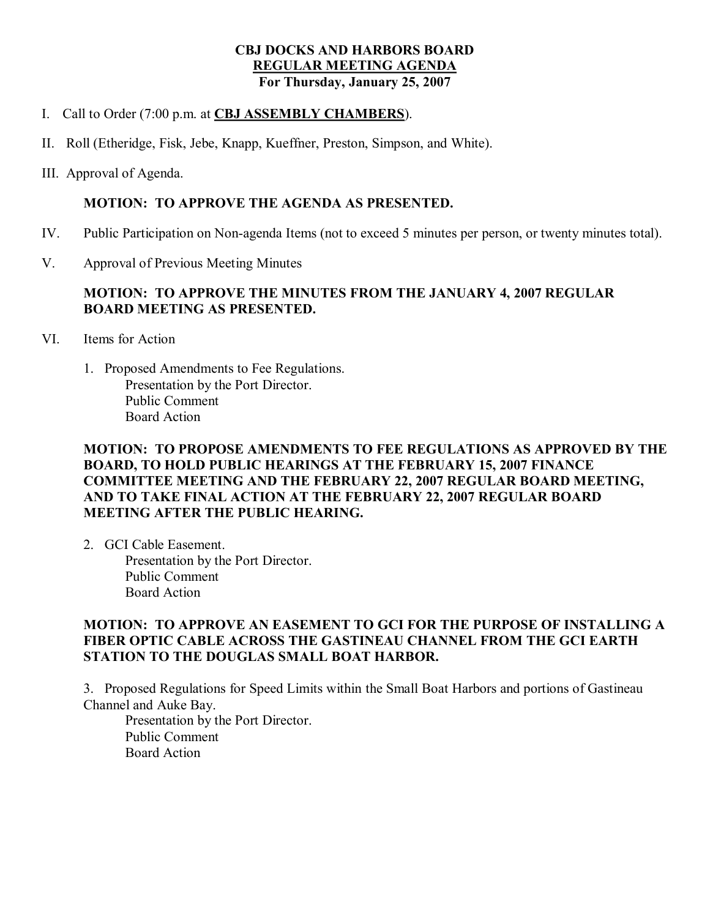# CBJ DOCKS AND HARBORS BOARD

## <u>REGULAR MEETING AGENDA</u>

### For Thursday, January 25, 2007

I. Call to Order (7:00 p.m. at **<u>CBJ ASSEMBLY CHAMBERS</u>**).

II. Roll (Etheridge, Fisk, Jebe, Knapp, Kueffner, Preston, Simpson, and White).

III. Approval of Agenda.

**MOTION: TO APPROVE THE AGENDA AS PRESENTED.**

IV. Public Participation on Non-agenda Items (not to exceed 5 minutes per person, or twenty minutes total).

V. Approval of Previous Meeting Minutes

**MOTION: TO APPROVE THE MINUTES FROM THE JANUARY 4, 2007 REGULAR BOARD MEETING AS PRESENTED.**

VI. Items for Action

1. Proposed Amendments to Fee Regulations.
   Presentation by the Port Director.
   Public Comment
   Board Action

**MOTION: TO PROPOSE AMENDMENTS TO FEE REGULATIONS AS APPROVED BY THE BOARD, TO HOLD PUBLIC HEARINGS AT THE FEBRUARY 15, 2007 FINANCE COMMITTEE MEETING AND THE FEBRUARY 22, 2007 REGULAR BOARD MEETING, AND TO TAKE FINAL ACTION AT THE FEBRUARY 22, 2007 REGULAR BOARD MEETING AFTER THE PUBLIC HEARING.**

2. GCI Cable Easement.
   Presentation by the Port Director.
   Public Comment
   Board Action

**MOTION: TO APPROVE AN EASEMENT TO GCI FOR THE PURPOSE OF INSTALLING A FIBER OPTIC CABLE ACROSS THE GASTINEAU CHANNEL FROM THE GCI EARTH STATION TO THE DOUGLAS SMALL BOAT HARBOR.**

3. Proposed Regulations for Speed Limits within the Small Boat Harbors and portions of Gastineau Channel and Auke Bay.
   Presentation by the Port Director.
   Public Comment
   Board Action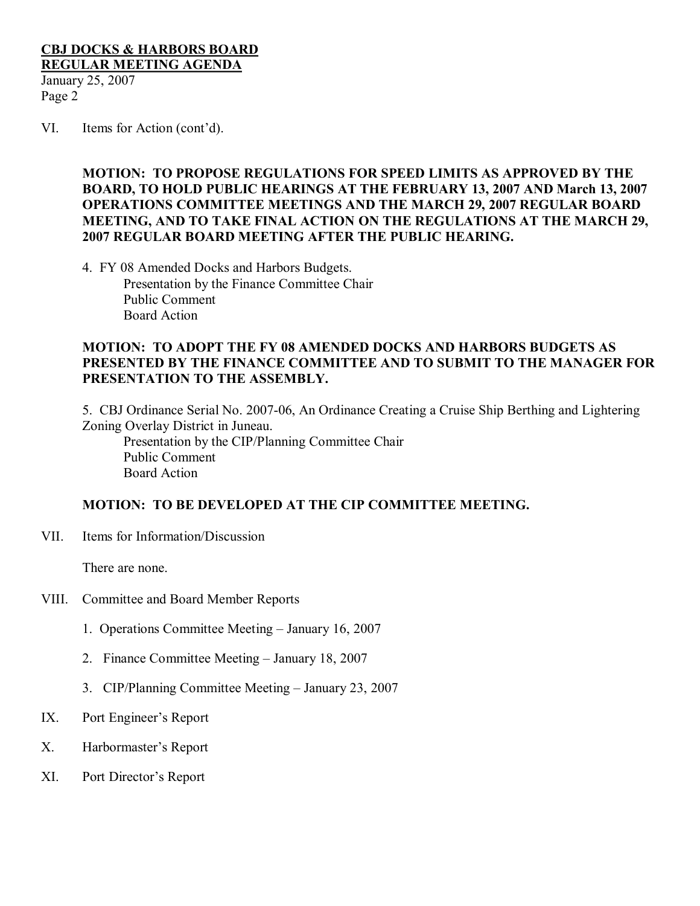VI. Items for Action (cont'd).

**MOTION: TO PROPOSE REGULATIONS FOR SPEED LIMITS AS APPROVED BY THE BOARD, TO HOLD PUBLIC HEARINGS AT THE FEBRUARY 13, 2007 AND March 13, 2007 OPERATIONS COMMITTEE MEETINGS AND THE MARCH 29, 2007 REGULAR BOARD MEETING, AND TO TAKE FINAL ACTION ON THE REGULATIONS AT THE MARCH 29, 2007 REGULAR BOARD MEETING AFTER THE PUBLIC HEARING.**

4. FY 08 Amended Docks and Harbors Budgets.
   - Presentation by the Finance Committee Chair
   - Public Comment
   - Board Action

**MOTION: TO ADOPT THE FY 08 AMENDED DOCKS AND HARBORS BUDGETS AS PRESENTED BY THE FINANCE COMMITTEE AND TO SUBMIT TO THE MANAGER FOR PRESENTATION TO THE ASSEMBLY.**

5. CBJ Ordinance Serial No. 2007-06, An Ordinance Creating a Cruise Ship Berthing and Lightering Zoning Overlay District in Juneau.
   - Presentation by the CIP/Planning Committee Chair
   - Public Comment
   - Board Action

**MOTION: TO BE DEVELOPED AT THE CIP COMMITTEE MEETING.**

VII. Items for Information/Discussion

There are none.

VIII. Committee and Board Member Reports

1. Operations Committee Meeting – January 16, 2007
2. Finance Committee Meeting – January 18, 2007
3. CIP/Planning Committee Meeting – January 23, 2007

IX. Port Engineer's Report

X. Harbormaster's Report

XI. Port Director's Report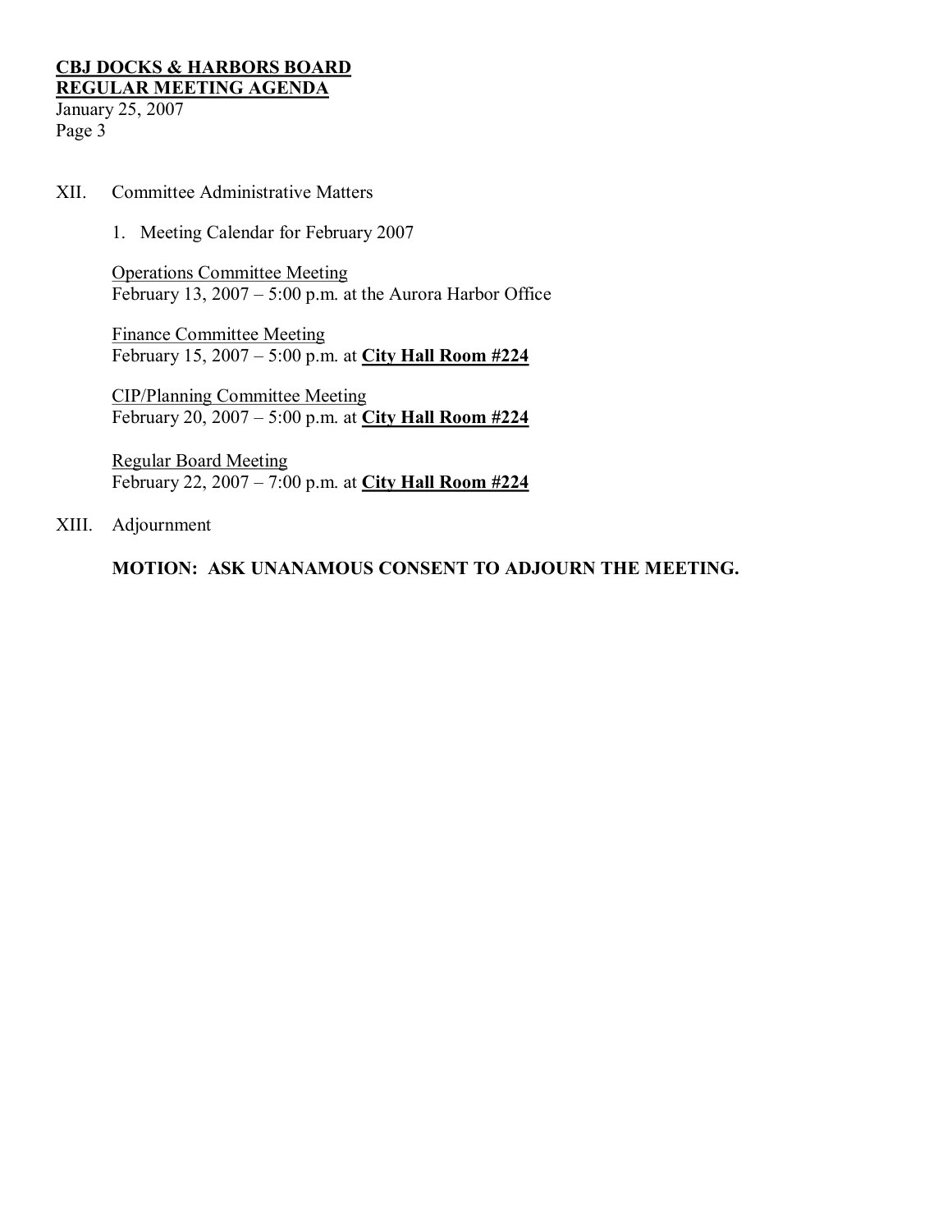XII. Committee Administrative Matters

1. Meeting Calendar for February 2007

Operations Committee Meeting
February 13, 2007 – 5:00 p.m. at the Aurora Harbor Office

Finance Committee Meeting
February 15, 2007 – 5:00 p.m. at **City Hall Room #224**

CIP/Planning Committee Meeting
February 20, 2007 – 5:00 p.m. at **City Hall Room #224**

Regular Board Meeting
February 22, 2007 – 7:00 p.m. at **City Hall Room #224**

XIII. Adjournment

**MOTION: ASK UNANAMOUS CONSENT TO ADJOURN THE MEETING.**